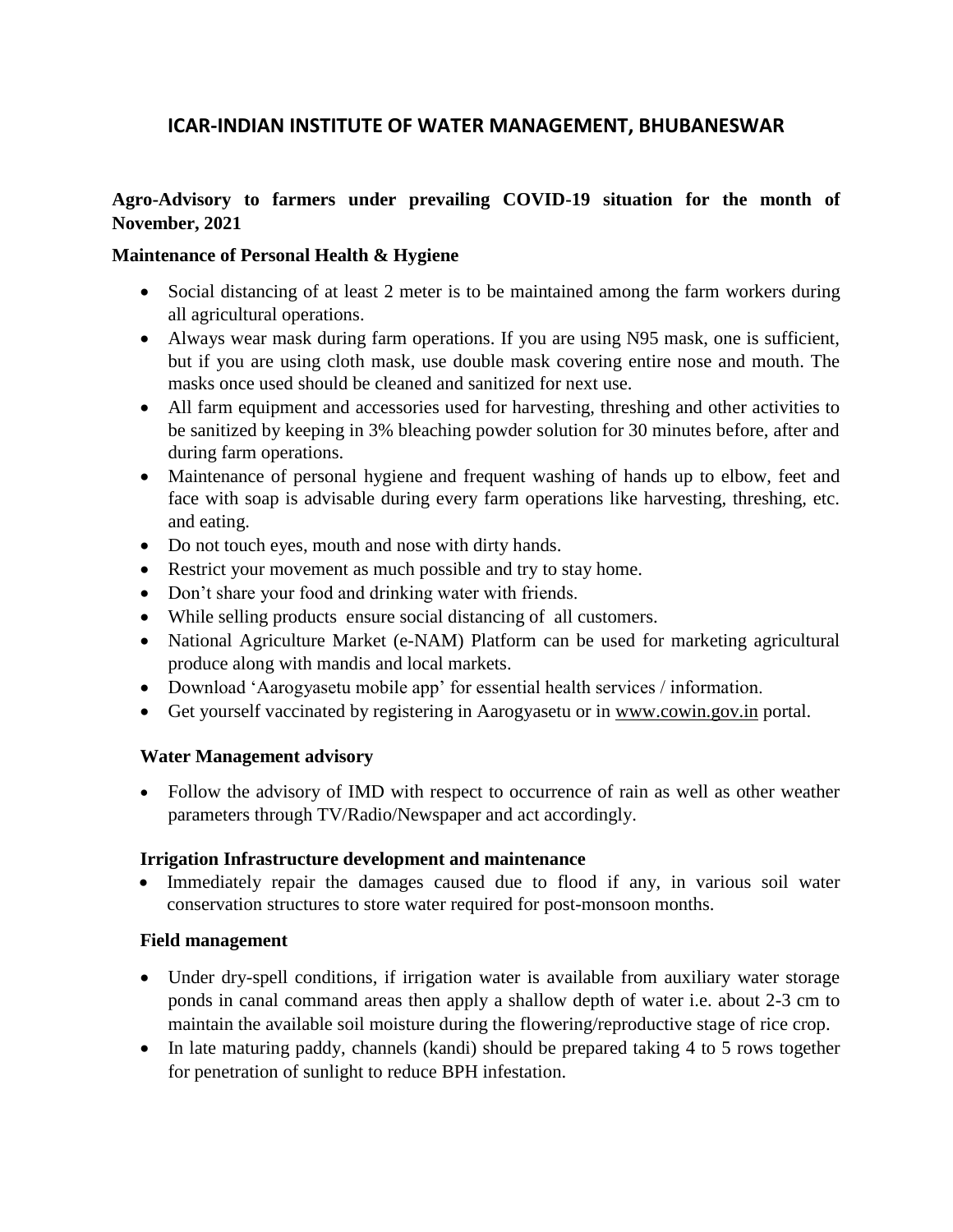# ICAR-INDIAN INSTITUTE OF WATER MANAGEMENT, BHUBANESWAR

## Agro-Advisory to farmers under prevailing COVID-19 situation for the month of November, 2021

### Maintenance of Personal Health & Hygiene

- Social distancing of at least 2 meter is to be maintained among the farm workers during all agricultural operations.
- Always wear mask during farm operations. If you are using N95 mask, one is sufficient, but if you are using cloth mask, use double mask covering entire nose and mouth. The masks once used should be cleaned and sanitized for next use.
- All farm equipment and accessories used for harvesting, threshing and other activities to be sanitized by keeping in 3% bleaching powder solution for 30 minutes before, after and during farm operations.
- Maintenance of personal hygiene and frequent washing of hands up to elbow, feet and face with soap is advisable during every farm operations like harvesting, threshing, etc. and eating.
- Do not touch eyes, mouth and nose with dirty hands.
- Restrict your movement as much possible and try to stay home.
- Don't share your food and drinking water with friends.
- While selling products ensure social distancing of all customers.
- National Agriculture Market (e-NAM) Platform can be used for marketing agricultural produce along with mandis and local markets.
- Download 'Aarogyasetu mobile app' for essential health services / information.
- Get yourself vaccinated by registering in Aarogyasetu or in www.cowin.gov.in portal.

### Water Management advisory

- Follow the advisory of IMD with respect to occurrence of rain as well as other weather parameters through TV/Radio/Newspaper and act accordingly.

### Irrigation Infrastructure development and maintenance

- Immediately repair the damages caused due to flood if any, in various soil water conservation structures to store water required for post-monsoon months.

### Field management

- Under dry-spell conditions, if irrigation water is available from auxiliary water storage ponds in canal command areas then apply a shallow depth of water i.e. about 2-3 cm to maintain the available soil moisture during the flowering/reproductive stage of rice crop.
- In late maturing paddy, channels (kandi) should be prepared taking 4 to 5 rows together for penetration of sunlight to reduce BPH infestation.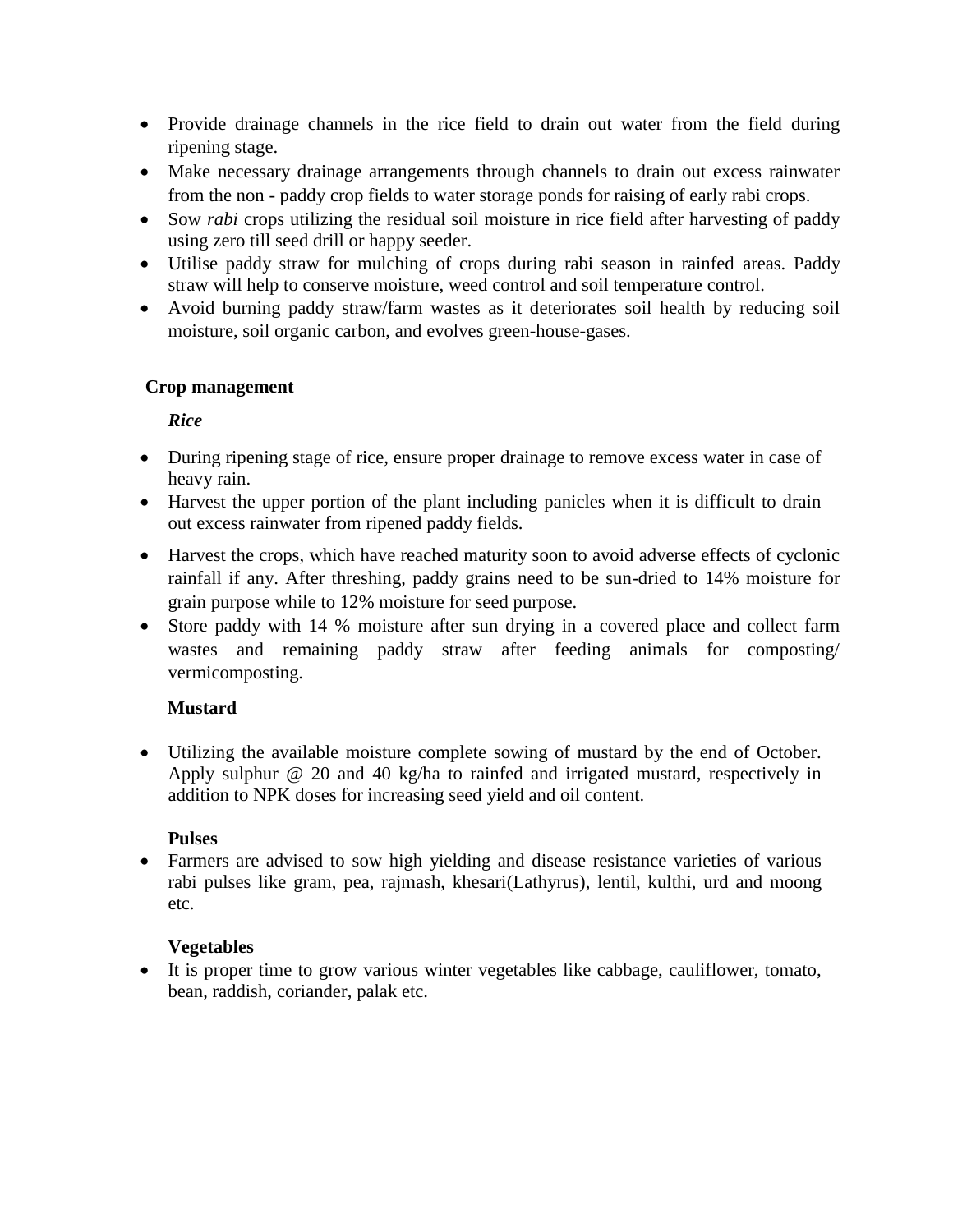- Provide drainage channels in the rice field to drain out water from the field during ripening stage.
- Make necessary drainage arrangements through channels to drain out excess rainwater from the non - paddy crop fields to water storage ponds for raising of early rabi crops.
- Sow *rabi* crops utilizing the residual soil moisture in rice field after harvesting of paddy using zero till seed drill or happy seeder.
- Utilise paddy straw for mulching of crops during rabi season in rainfed areas. Paddy straw will help to conserve moisture, weed control and soil temperature control.
- Avoid burning paddy straw/farm wastes as it deteriorates soil health by reducing soil moisture, soil organic carbon, and evolves green-house-gases.

## Crop management

***Rice***

- During ripening stage of rice, ensure proper drainage to remove excess water in case of heavy rain.
- Harvest the upper portion of the plant including panicles when it is difficult to drain out excess rainwater from ripened paddy fields.
- Harvest the crops, which have reached maturity soon to avoid adverse effects of cyclonic rainfall if any. After threshing, paddy grains need to be sun-dried to 14% moisture for grain purpose while to 12% moisture for seed purpose.
- Store paddy with 14 % moisture after sun drying in a covered place and collect farm wastes and remaining paddy straw after feeding animals for composting/ vermicomposting.

**Mustard**

- Utilizing the available moisture complete sowing of mustard by the end of October. Apply sulphur @ 20 and 40 kg/ha to rainfed and irrigated mustard, respectively in addition to NPK doses for increasing seed yield and oil content.

**Pulses**

- Farmers are advised to sow high yielding and disease resistance varieties of various rabi pulses like gram, pea, rajmash, khesari(Lathyrus), lentil, kulthi, urd and moong etc.

**Vegetables**

- It is proper time to grow various winter vegetables like cabbage, cauliflower, tomato, bean, raddish, coriander, palak etc.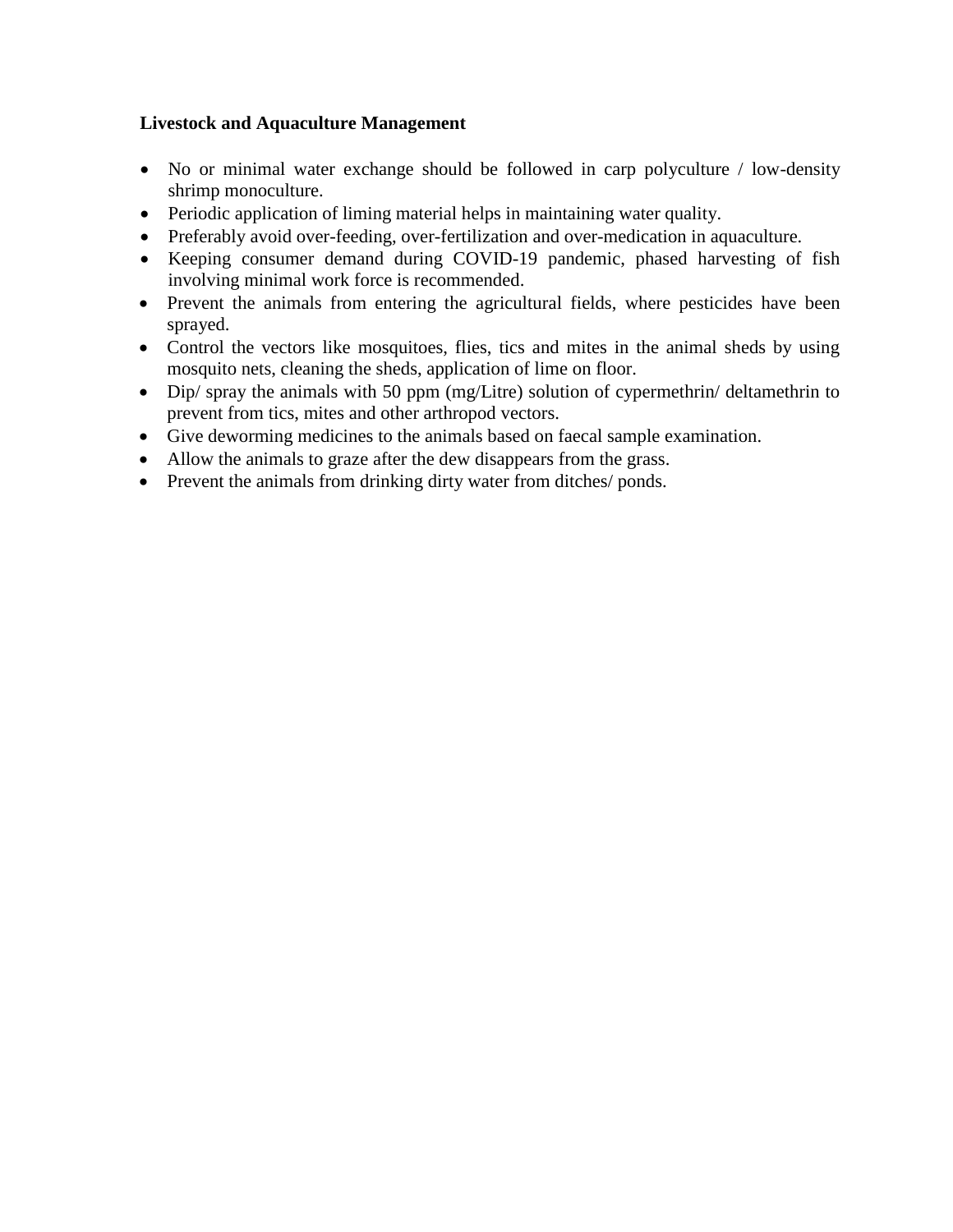**Livestock and Aquaculture Management**

- No or minimal water exchange should be followed in carp polyculture / low-density shrimp monoculture.
- Periodic application of liming material helps in maintaining water quality.
- Preferably avoid over-feeding, over-fertilization and over-medication in aquaculture.
- Keeping consumer demand during COVID-19 pandemic, phased harvesting of fish involving minimal work force is recommended.
- Prevent the animals from entering the agricultural fields, where pesticides have been sprayed.
- Control the vectors like mosquitoes, flies, tics and mites in the animal sheds by using mosquito nets, cleaning the sheds, application of lime on floor.
- Dip/ spray the animals with 50 ppm (mg/Litre) solution of cypermethrin/ deltamethrin to prevent from tics, mites and other arthropod vectors.
- Give deworming medicines to the animals based on faecal sample examination.
- Allow the animals to graze after the dew disappears from the grass.
- Prevent the animals from drinking dirty water from ditches/ ponds.